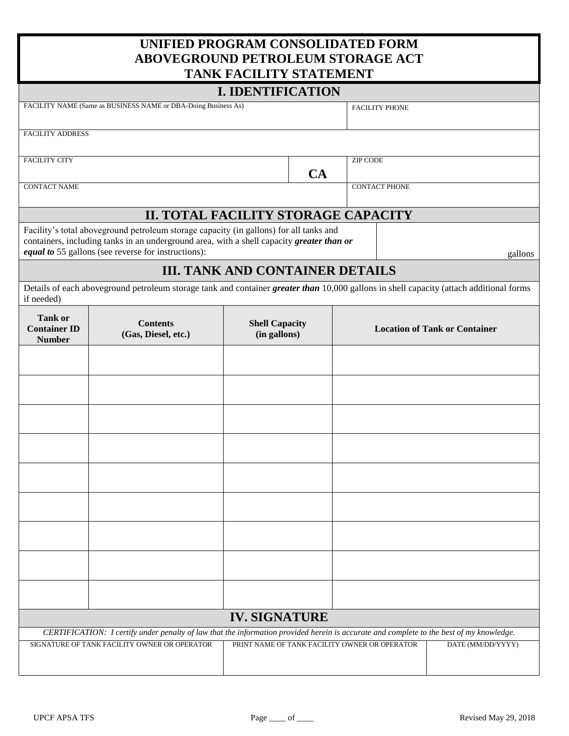# UNIFIED PROGRAM CONSOLIDATED FORM
# ABOVEGROUND PETROLEUM STORAGE ACT
# TANK FACILITY STATEMENT

## I. IDENTIFICATION

| FACILITY NAME (Same as BUSINESS NAME or DBA-Doing Business As) | | FACILITY PHONE |
|---|---|---|
| FACILITY ADDRESS | | |
| FACILITY CITY | CA | ZIP CODE |
| CONTACT NAME | | CONTACT PHONE |

## II. TOTAL FACILITY STORAGE CAPACITY

| Facility's total aboveground petroleum storage capacity (in gallons) for all tanks and containers, including tanks in an underground area, with a shell capacity ***greater than or equal to*** 55 gallons (see reverse for instructions): | gallons |
|---|---|

## III. TANK AND CONTAINER DETAILS

Details of each aboveground petroleum storage tank and container ***greater than*** 10,000 gallons in shell capacity (attach additional forms if needed)

| Tank or Container ID Number | Contents (Gas, Diesel, etc.) | Shell Capacity (in gallons) | Location of Tank or Container |
|---|---|---|---|
| | | | |
| | | | |
| | | | |
| | | | |
| | | | |
| | | | |
| | | | |
| | | | |
| | | | |

## IV. SIGNATURE

*CERTIFICATION: I certify under penalty of law that the information provided herein is accurate and complete to the best of my knowledge.*

| SIGNATURE OF TANK FACILITY OWNER OR OPERATOR | PRINT NAME OF TANK FACILITY OWNER OR OPERATOR | DATE (MM/DD/YYYY) |
|---|---|---|
| | | |

UPCF APSA TFS — Page ____ of ____ — Revised May 29, 2018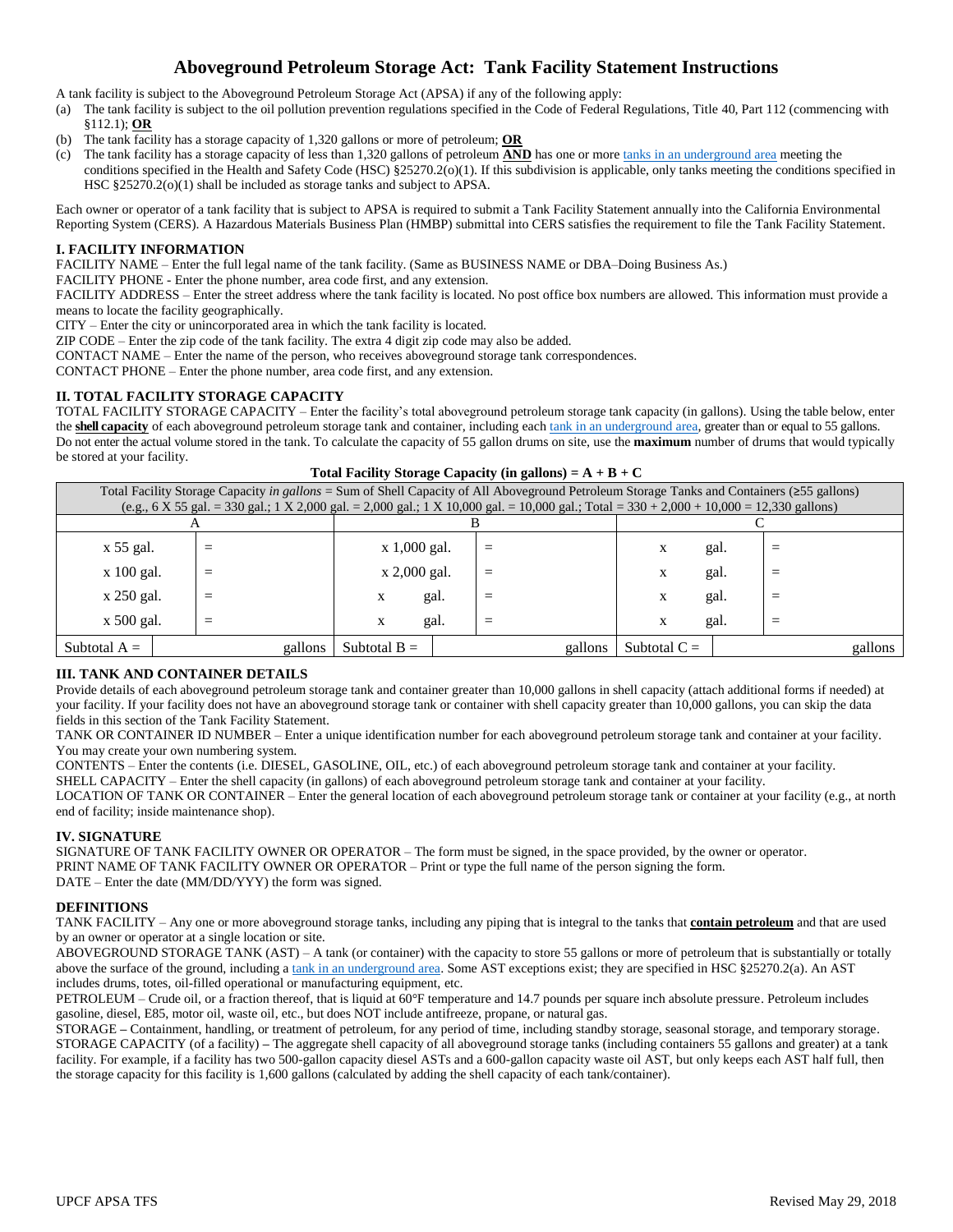# Aboveground Petroleum Storage Act: Tank Facility Statement Instructions

A tank facility is subject to the Aboveground Petroleum Storage Act (APSA) if any of the following apply:

(a) The tank facility is subject to the oil pollution prevention regulations specified in the Code of Federal Regulations, Title 40, Part 112 (commencing with §112.1); **OR**

(b) The tank facility has a storage capacity of 1,320 gallons or more of petroleum; **OR**

(c) The tank facility has a storage capacity of less than 1,320 gallons of petroleum **AND** has one or more tanks in an underground area meeting the conditions specified in the Health and Safety Code (HSC) §25270.2(o)(1). If this subdivision is applicable, only tanks meeting the conditions specified in HSC §25270.2(o)(1) shall be included as storage tanks and subject to APSA.

Each owner or operator of a tank facility that is subject to APSA is required to submit a Tank Facility Statement annually into the California Environmental Reporting System (CERS). A Hazardous Materials Business Plan (HMBP) submittal into CERS satisfies the requirement to file the Tank Facility Statement.

### I. FACILITY INFORMATION

FACILITY NAME – Enter the full legal name of the tank facility. (Same as BUSINESS NAME or DBA–Doing Business As.)

FACILITY PHONE - Enter the phone number, area code first, and any extension.

FACILITY ADDRESS – Enter the street address where the tank facility is located. No post office box numbers are allowed. This information must provide a means to locate the facility geographically.

CITY – Enter the city or unincorporated area in which the tank facility is located.

ZIP CODE – Enter the zip code of the tank facility. The extra 4 digit zip code may also be added.

CONTACT NAME – Enter the name of the person, who receives aboveground storage tank correspondences.

CONTACT PHONE – Enter the phone number, area code first, and any extension.

### II. TOTAL FACILITY STORAGE CAPACITY

TOTAL FACILITY STORAGE CAPACITY – Enter the facility's total aboveground petroleum storage tank capacity (in gallons). Using the table below, enter the **shell capacity** of each aboveground petroleum storage tank and container, including each tank in an underground area, greater than or equal to 55 gallons. Do not enter the actual volume stored in the tank. To calculate the capacity of 55 gallon drums on site, use the **maximum** number of drums that would typically be stored at your facility.

**Total Facility Storage Capacity (in gallons) = A + B + C**

| Total Facility Storage Capacity *in gallons* = Sum of Shell Capacity of All Aboveground Petroleum Storage Tanks and Containers (≥55 gallons) (e.g., 6 X 55 gal. = 330 gal.; 1 X 2,000 gal. = 2,000 gal.; 1 X 10,000 gal. = 10,000 gal.; Total = 330 + 2,000 + 10,000 = 12,330 gallons) | | | | | |
|---|---|---|---|---|---|
| A | | B | | C | |
| x 55 gal. | = | x 1,000 gal. | = | x gal. | = |
| x 100 gal. | = | x 2,000 gal. | = | x gal. | = |
| x 250 gal. | = | x gal. | = | x gal. | = |
| x 500 gal. | = | x gal. | = | x gal. | = |
| Subtotal A = | gallons | Subtotal B = | gallons | Subtotal C = | gallons |

### III. TANK AND CONTAINER DETAILS

Provide details of each aboveground petroleum storage tank and container greater than 10,000 gallons in shell capacity (attach additional forms if needed) at your facility. If your facility does not have an aboveground storage tank or container with shell capacity greater than 10,000 gallons, you can skip the data fields in this section of the Tank Facility Statement.

TANK OR CONTAINER ID NUMBER – Enter a unique identification number for each aboveground petroleum storage tank and container at your facility. You may create your own numbering system.

CONTENTS – Enter the contents (i.e. DIESEL, GASOLINE, OIL, etc.) of each aboveground petroleum storage tank and container at your facility.

SHELL CAPACITY – Enter the shell capacity (in gallons) of each aboveground petroleum storage tank and container at your facility.

LOCATION OF TANK OR CONTAINER – Enter the general location of each aboveground petroleum storage tank or container at your facility (e.g., at north end of facility; inside maintenance shop).

### IV. SIGNATURE

SIGNATURE OF TANK FACILITY OWNER OR OPERATOR – The form must be signed, in the space provided, by the owner or operator.

PRINT NAME OF TANK FACILITY OWNER OR OPERATOR – Print or type the full name of the person signing the form.

DATE – Enter the date (MM/DD/YYY) the form was signed.

### DEFINITIONS

TANK FACILITY – Any one or more aboveground storage tanks, including any piping that is integral to the tanks that **contain petroleum** and that are used by an owner or operator at a single location or site.

ABOVEGROUND STORAGE TANK (AST) – A tank (or container) with the capacity to store 55 gallons or more of petroleum that is substantially or totally above the surface of the ground, including a tank in an underground area. Some AST exceptions exist; they are specified in HSC §25270.2(a). An AST includes drums, totes, oil-filled operational or manufacturing equipment, etc.

PETROLEUM – Crude oil, or a fraction thereof, that is liquid at 60°F temperature and 14.7 pounds per square inch absolute pressure. Petroleum includes gasoline, diesel, E85, motor oil, waste oil, etc., but does NOT include antifreeze, propane, or natural gas.

STORAGE – Containment, handling, or treatment of petroleum, for any period of time, including standby storage, seasonal storage, and temporary storage.

STORAGE CAPACITY (of a facility) – The aggregate shell capacity of all aboveground storage tanks (including containers 55 gallons and greater) at a tank facility. For example, if a facility has two 500-gallon capacity diesel ASTs and a 600-gallon capacity waste oil AST, but only keeps each AST half full, then the storage capacity for this facility is 1,600 gallons (calculated by adding the shell capacity of each tank/container).

UPCF APSA TFS

Revised May 29, 2018